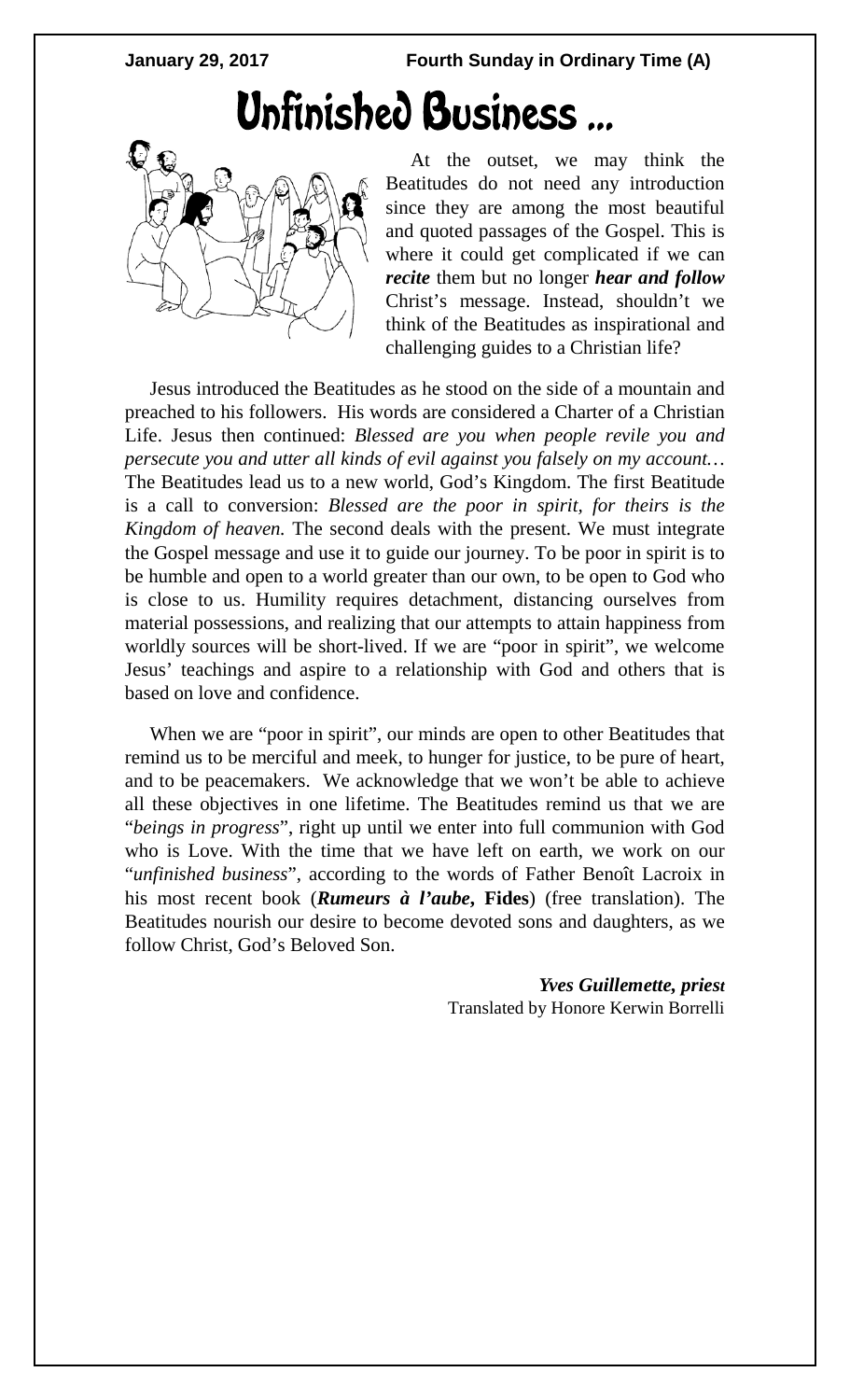January 29, 2017 **Fourth Sunday in Ordinary Time (A)**

# Unfinished Business ...

At the outset, we may think the Beatitudes do not need any introduction since they are among the most beautiful and quoted passages of the Gospel. This is where it could get complicated if we can ***recite*** them but no longer ***hear and follow*** Christ's message. Instead, shouldn't we think of the Beatitudes as inspirational and challenging guides to a Christian life?

Jesus introduced the Beatitudes as he stood on the side of a mountain and preached to his followers. His words are considered a Charter of a Christian Life. Jesus then continued: *Blessed are you when people revile you and persecute you and utter all kinds of evil against you falsely on my account…* The Beatitudes lead us to a new world, God's Kingdom. The first Beatitude is a call to conversion: *Blessed are the poor in spirit, for theirs is the Kingdom of heaven.* The second deals with the present. We must integrate the Gospel message and use it to guide our journey. To be poor in spirit is to be humble and open to a world greater than our own, to be open to God who is close to us. Humility requires detachment, distancing ourselves from material possessions, and realizing that our attempts to attain happiness from worldly sources will be short-lived. If we are "poor in spirit", we welcome Jesus' teachings and aspire to a relationship with God and others that is based on love and confidence.

When we are "poor in spirit", our minds are open to other Beatitudes that remind us to be merciful and meek, to hunger for justice, to be pure of heart, and to be peacemakers. We acknowledge that we won't be able to achieve all these objectives in one lifetime. The Beatitudes remind us that we are "*beings in progress*", right up until we enter into full communion with God who is Love. With the time that we have left on earth, we work on our "*unfinished business*", according to the words of Father Benoît Lacroix in his most recent book (***Rumeurs à l'aube*, Fides**) (free translation). The Beatitudes nourish our desire to become devoted sons and daughters, as we follow Christ, God's Beloved Son.

***Yves Guillemette, priest***
Translated by Honore Kerwin Borrelli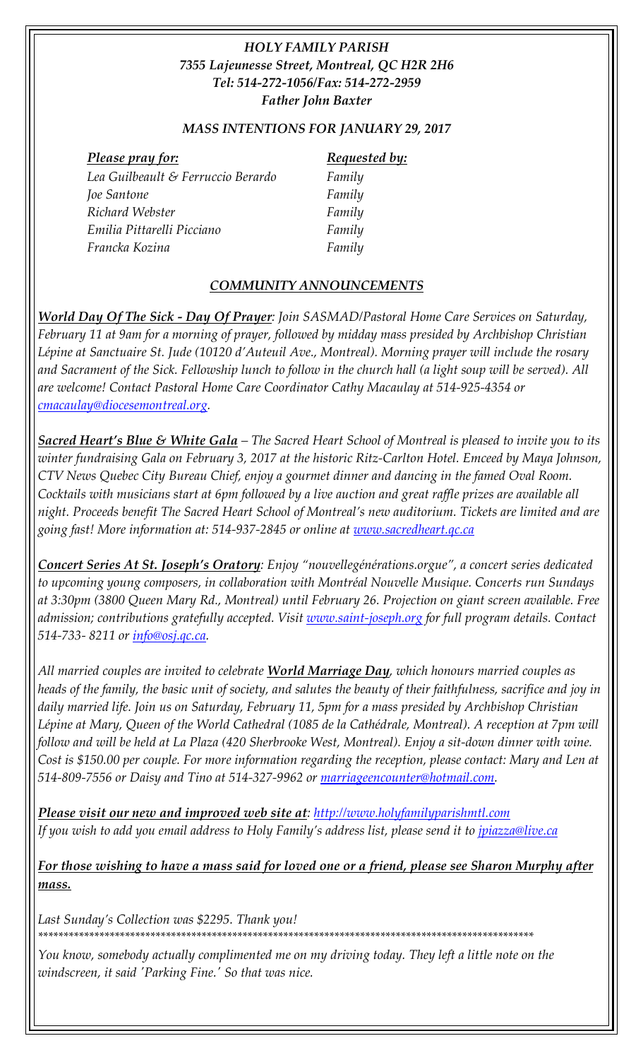***HOLY FAMILY PARISH***
***7355 Lajeunesse Street, Montreal, QC H2R 2H6***
***Tel: 514-272-1056/Fax: 514-272-2959***
***Father John Baxter***

***MASS INTENTIONS FOR JANUARY 29, 2017***

| ***Please pray for:*** | ***Requested by:*** |
|---|---|
| *Lea Guilbeault & Ferruccio Berardo* | *Family* |
| *Joe Santone* | *Family* |
| *Richard Webster* | *Family* |
| *Emilia Pittarelli Picciano* | *Family* |
| *Francka Kozina* | *Family* |

***COMMUNITY ANNOUNCEMENTS***

***World Day Of The Sick - Day Of Prayer****: Join SASMAD/Pastoral Home Care Services on Saturday, February 11 at 9am for a morning of prayer, followed by midday mass presided by Archbishop Christian Lépine at Sanctuaire St. Jude (10120 d'Auteuil Ave., Montreal). Morning prayer will include the rosary and Sacrament of the Sick. Fellowship lunch to follow in the church hall (a light soup will be served). All are welcome! Contact Pastoral Home Care Coordinator Cathy Macaulay at 514-925-4354 or cmacaulay@diocesemontreal.org.*

***Sacred Heart's Blue & White Gala*** *– The Sacred Heart School of Montreal is pleased to invite you to its winter fundraising Gala on February 3, 2017 at the historic Ritz-Carlton Hotel. Emceed by Maya Johnson, CTV News Quebec City Bureau Chief, enjoy a gourmet dinner and dancing in the famed Oval Room. Cocktails with musicians start at 6pm followed by a live auction and great raffle prizes are available all night. Proceeds benefit The Sacred Heart School of Montreal's new auditorium. Tickets are limited and are going fast! More information at: 514-937-2845 or online at www.sacredheart.qc.ca*

***Concert Series At St. Joseph's Oratory****: Enjoy "nouvellegénérations.orgue", a concert series dedicated to upcoming young composers, in collaboration with Montréal Nouvelle Musique. Concerts run Sundays at 3:30pm (3800 Queen Mary Rd., Montreal) until February 26. Projection on giant screen available. Free admission; contributions gratefully accepted. Visit www.saint-joseph.org for full program details. Contact 514-733- 8211 or info@osj.qc.ca.*

*All married couples are invited to celebrate* ***World Marriage Day****, which honours married couples as heads of the family, the basic unit of society, and salutes the beauty of their faithfulness, sacrifice and joy in daily married life. Join us on Saturday, February 11, 5pm for a mass presided by Archbishop Christian Lépine at Mary, Queen of the World Cathedral (1085 de la Cathédrale, Montreal). A reception at 7pm will follow and will be held at La Plaza (420 Sherbrooke West, Montreal). Enjoy a sit-down dinner with wine. Cost is $150.00 per couple. For more information regarding the reception, please contact: Mary and Len at 514-809-7556 or Daisy and Tino at 514-327-9962 or marriageencounter@hotmail.com.*

***Please visit our new and improved web site at****: http://www.holyfamilyparishmtl.com*
*If you wish to add you email address to Holy Family's address list, please send it to jpiazza@live.ca*

***For those wishing to have a mass said for loved one or a friend, please see Sharon Murphy after mass.***

*Last Sunday's Collection was $2295. Thank you!*
*************************************************************************************************

*You know, somebody actually complimented me on my driving today. They left a little note on the windscreen, it said 'Parking Fine.' So that was nice.*